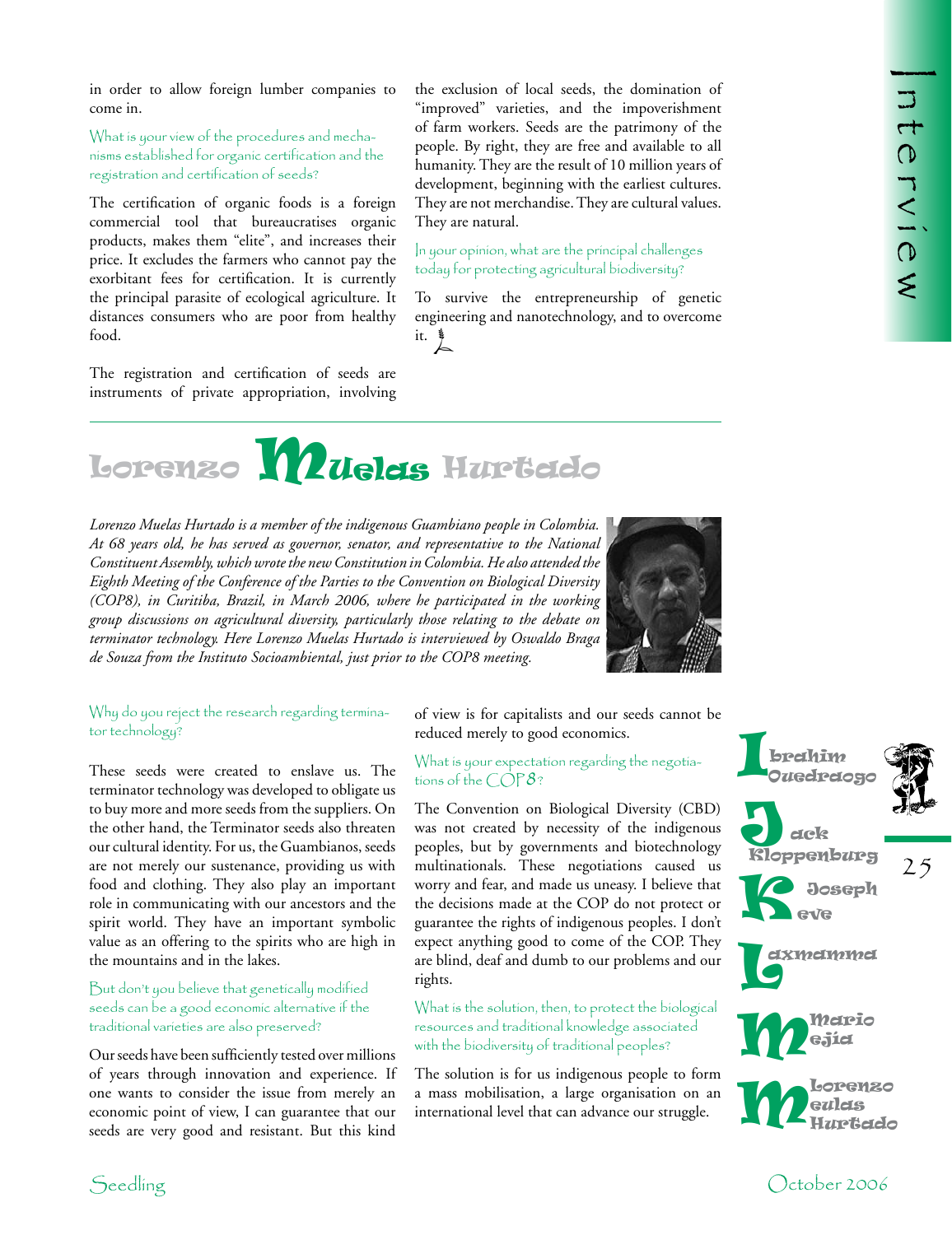in order to allow foreign lumber companies to come in.

What is your view of the procedures and mechanisms established for organic certification and the registration and certification of seeds?

The certification of organic foods is a foreign commercial tool that bureaucratises organic products, makes them "elite", and increases their price. It excludes the farmers who cannot pay the exorbitant fees for certification. It is currently the principal parasite of ecological agriculture. It distances consumers who are poor from healthy food.

The registration and certification of seeds are instruments of private appropriation, involving the exclusion of local seeds, the domination of "improved" varieties, and the impoverishment of farm workers. Seeds are the patrimony of the people. By right, they are free and available to all humanity. They are the result of 10 million years of development, beginning with the earliest cultures. They are not merchandise. They are cultural values. They are natural.

In your opinion, what are the principal challenges today for protecting agricultural biodiversity?

To survive the entrepreneurship of genetic engineering and nanotechnology, and to overcome it.

# Lorenzo Muelas Hurtado

*Lorenzo Muelas Hurtado is a member of the indigenous Guambiano people in Colombia. At 68 years old, he has served as governor, senator, and representative to the National Constituent Assembly, which wrote the new Constitution in Colombia. He also attended the Eighth Meeting of the Conference of the Parties to the Convention on Biological Diversity (COP8), in Curitiba, Brazil, in March 2006, where he participated in the working group discussions on agricultural diversity, particularly those relating to the debate on terminator technology. Here Lorenzo Muelas Hurtado is interviewed by Oswaldo Braga de Souza from the Instituto Socioambiental, just prior to the COP8 meeting.*

Why do you reject the research regarding terminator technology?

These seeds were created to enslave us. The terminator technology was developed to obligate us to buy more and more seeds from the suppliers. On the other hand, the Terminator seeds also threaten our cultural identity. For us, the Guambianos, seeds are not merely our sustenance, providing us with food and clothing. They also play an important role in communicating with our ancestors and the spirit world. They have an important symbolic value as an offering to the spirits who are high in the mountains and in the lakes.

But don't you believe that genetically modified seeds can be a good economic alternative if the traditional varieties are also preserved?

Our seeds have been sufficiently tested over millions of years through innovation and experience. If one wants to consider the issue from merely an economic point of view, I can guarantee that our seeds are very good and resistant. But this kind of view is for capitalists and our seeds cannot be reduced merely to good economics.

What is your expectation regarding the negotiations of the COP8?

The Convention on Biological Diversity (CBD) was not created by necessity of the indigenous peoples, but by governments and biotechnology multinationals. These negotiations caused us worry and fear, and made us uneasy. I believe that the decisions made at the COP do not protect or guarantee the rights of indigenous peoples. I don't expect anything good to come of the COP. They are blind, deaf and dumb to our problems and our rights.

What is the solution, then, to protect the biological resources and traditional knowledge associated with the biodiversity of traditional peoples?

The solution is for us indigenous people to form a mass mobilisation, a large organisation on an international level that can advance our struggle.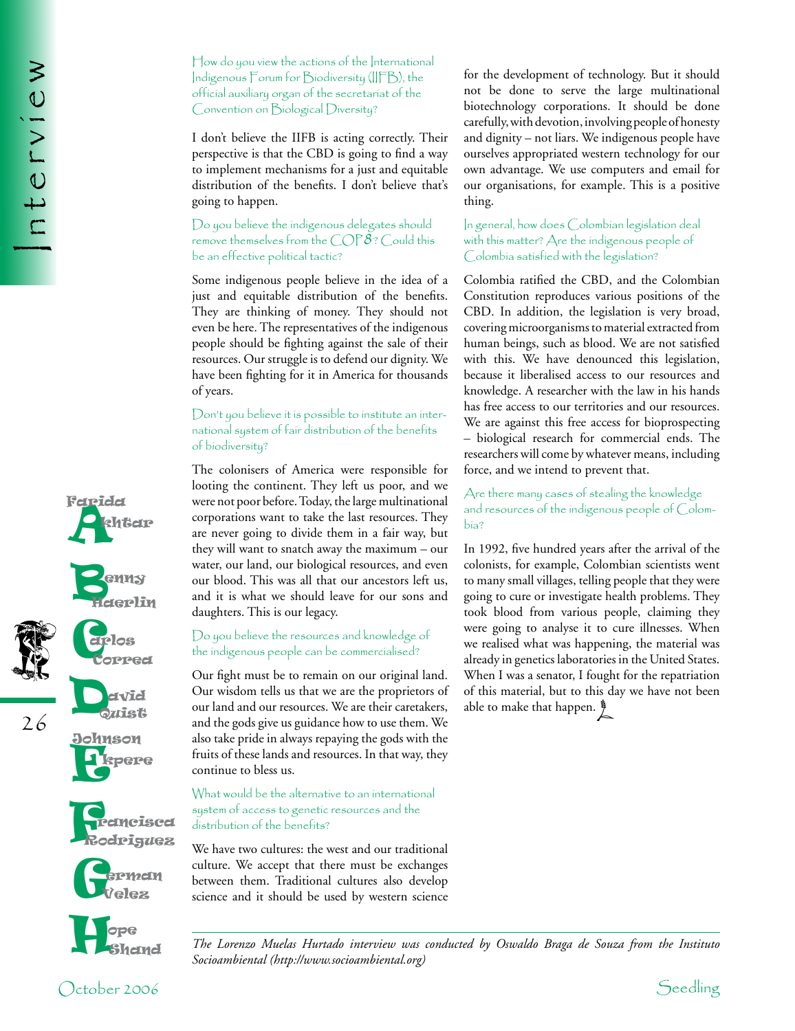How do you view the actions of the International Indigenous Forum for Biodiversity (IIFB), the official auxiliary organ of the secretariat of the Convention on Biological Diversity?

I don't believe the IIFB is acting correctly. Their perspective is that the CBD is going to find a way to implement mechanisms for a just and equitable distribution of the benefits. I don't believe that's going to happen.

Do you believe the indigenous delegates should remove themselves from the COP8? Could this be an effective political tactic?

Some indigenous people believe in the idea of a just and equitable distribution of the benefits. They are thinking of money. They should not even be here. The representatives of the indigenous people should be fighting against the sale of their resources. Our struggle is to defend our dignity. We have been fighting for it in America for thousands of years.

Don't you believe it is possible to institute an international system of fair distribution of the benefits of biodiversity?

The colonisers of America were responsible for looting the continent. They left us poor, and we were not poor before. Today, the large multinational corporations want to take the last resources. They are never going to divide them in a fair way, but they will want to snatch away the maximum – our water, our land, our biological resources, and even our blood. This was all that our ancestors left us, and it is what we should leave for our sons and daughters. This is our legacy.

Do you believe the resources and knowledge of the indigenous people can be commercialised?

Our fight must be to remain on our original land. Our wisdom tells us that we are the proprietors of our land and our resources. We are their caretakers, and the gods give us guidance how to use them. We also take pride in always repaying the gods with the fruits of these lands and resources. In that way, they continue to bless us.

What would be the alternative to an international system of access to genetic resources and the distribution of the benefits?

We have two cultures: the west and our traditional culture. We accept that there must be exchanges between them. Traditional cultures also develop science and it should be used by western science for the development of technology. But it should not be done to serve the large multinational biotechnology corporations. It should be done carefully, with devotion, involving people of honesty and dignity – not liars. We indigenous people have ourselves appropriated western technology for our own advantage. We use computers and email for our organisations, for example. This is a positive thing.

In general, how does Colombian legislation deal with this matter? Are the indigenous people of Colombia satisfied with the legislation?

Colombia ratified the CBD, and the Colombian Constitution reproduces various positions of the CBD. In addition, the legislation is very broad, covering microorganisms to material extracted from human beings, such as blood. We are not satisfied with this. We have denounced this legislation, because it liberalised access to our resources and knowledge. A researcher with the law in his hands has free access to our territories and our resources. We are against this free access for bioprospecting – biological research for commercial ends. The researchers will come by whatever means, including force, and we intend to prevent that.

Are there many cases of stealing the knowledge and resources of the indigenous people of Colombia?

In 1992, five hundred years after the arrival of the colonists, for example, Colombian scientists went to many small villages, telling people that they were going to cure or investigate health problems. They took blood from various people, claiming they were going to analyse it to cure illnesses. When we realised what was happening, the material was already in genetics laboratories in the United States. When I was a senator, I fought for the repatriation of this material, but to this day we have not been able to make that happen.

*The Lorenzo Muelas Hurtado interview was conducted by Oswaldo Braga de Souza from the Instituto Socioambiental (http://www.socioambiental.org)*